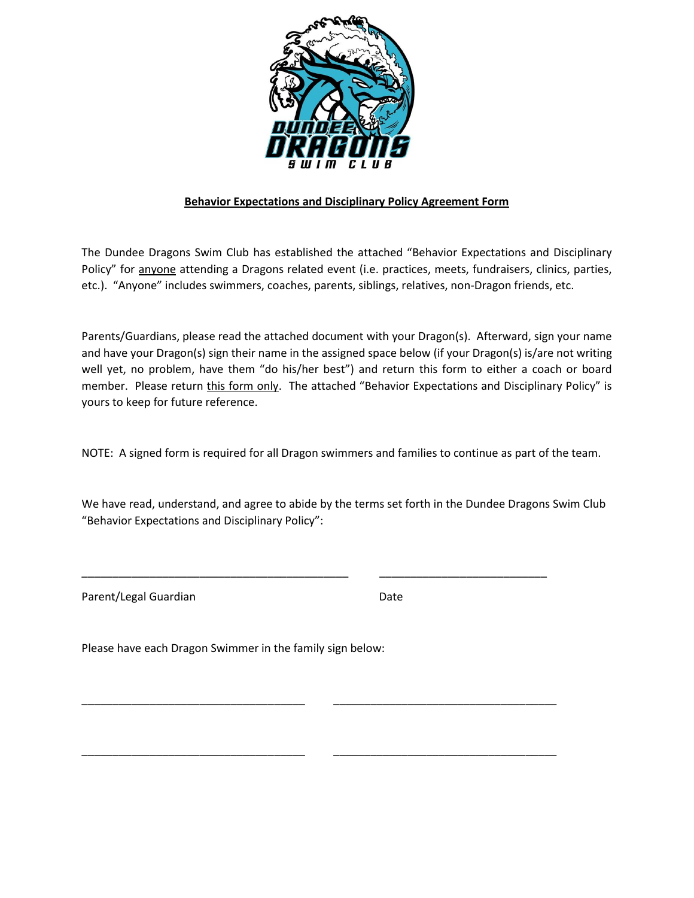**<u>Behavior Expectations and Disciplinary Policy Agreement Form</u>**

The Dundee Dragons Swim Club has established the attached "Behavior Expectations and Disciplinary Policy" for <u>anyone</u> attending a Dragons related event (i.e. practices, meets, fundraisers, clinics, parties, etc.). "Anyone" includes swimmers, coaches, parents, siblings, relatives, non-Dragon friends, etc.

Parents/Guardians, please read the attached document with your Dragon(s). Afterward, sign your name and have your Dragon(s) sign their name in the assigned space below (if your Dragon(s) is/are not writing well yet, no problem, have them "do his/her best") and return this form to either a coach or board member. Please return <u>this form only</u>. The attached "Behavior Expectations and Disciplinary Policy" is yours to keep for future reference.

NOTE: A signed form is required for all Dragon swimmers and families to continue as part of the team.

We have read, understand, and agree to abide by the terms set forth in the Dundee Dragons Swim Club "Behavior Expectations and Disciplinary Policy":

_____________________________________________ ____________________________

Parent/Legal Guardian Date

Please have each Dragon Swimmer in the family sign below:

_____________________________________ _____________________________________

_____________________________________ _____________________________________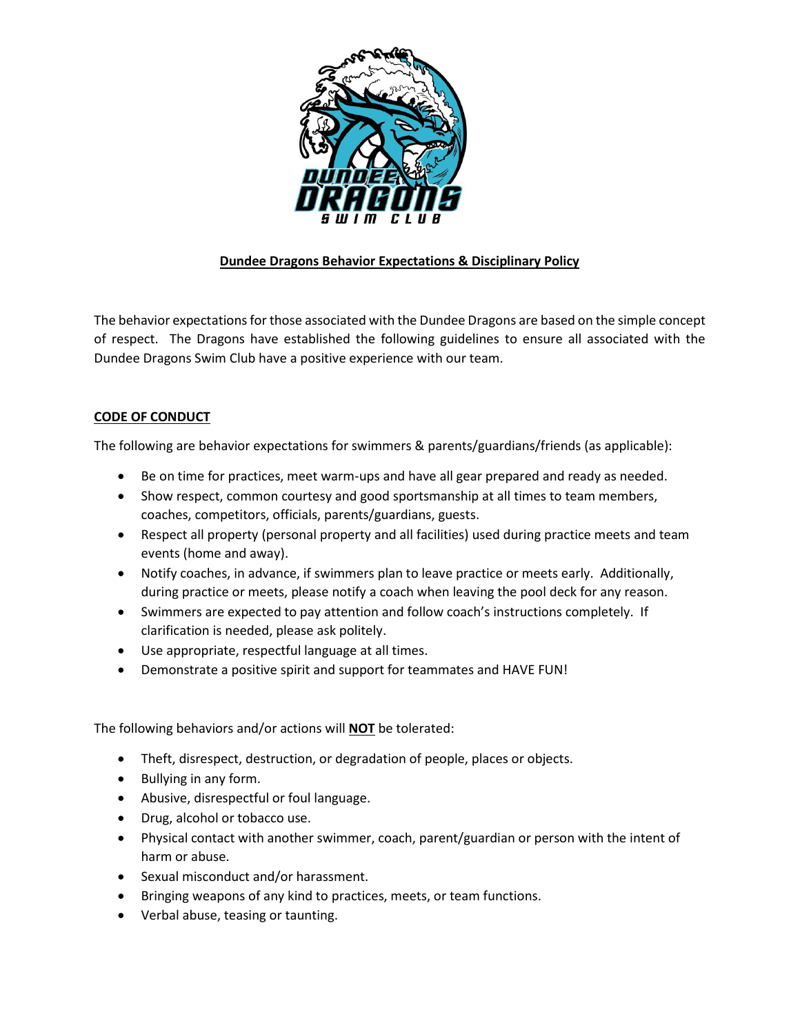## Dundee Dragons Behavior Expectations & Disciplinary Policy

The behavior expectations for those associated with the Dundee Dragons are based on the simple concept of respect. The Dragons have established the following guidelines to ensure all associated with the Dundee Dragons Swim Club have a positive experience with our team.

### CODE OF CONDUCT

The following are behavior expectations for swimmers & parents/guardians/friends (as applicable):

- Be on time for practices, meet warm-ups and have all gear prepared and ready as needed.
- Show respect, common courtesy and good sportsmanship at all times to team members, coaches, competitors, officials, parents/guardians, guests.
- Respect all property (personal property and all facilities) used during practice meets and team events (home and away).
- Notify coaches, in advance, if swimmers plan to leave practice or meets early. Additionally, during practice or meets, please notify a coach when leaving the pool deck for any reason.
- Swimmers are expected to pay attention and follow coach's instructions completely. If clarification is needed, please ask politely.
- Use appropriate, respectful language at all times.
- Demonstrate a positive spirit and support for teammates and HAVE FUN!

The following behaviors and/or actions will **NOT** be tolerated:

- Theft, disrespect, destruction, or degradation of people, places or objects.
- Bullying in any form.
- Abusive, disrespectful or foul language.
- Drug, alcohol or tobacco use.
- Physical contact with another swimmer, coach, parent/guardian or person with the intent of harm or abuse.
- Sexual misconduct and/or harassment.
- Bringing weapons of any kind to practices, meets, or team functions.
- Verbal abuse, teasing or taunting.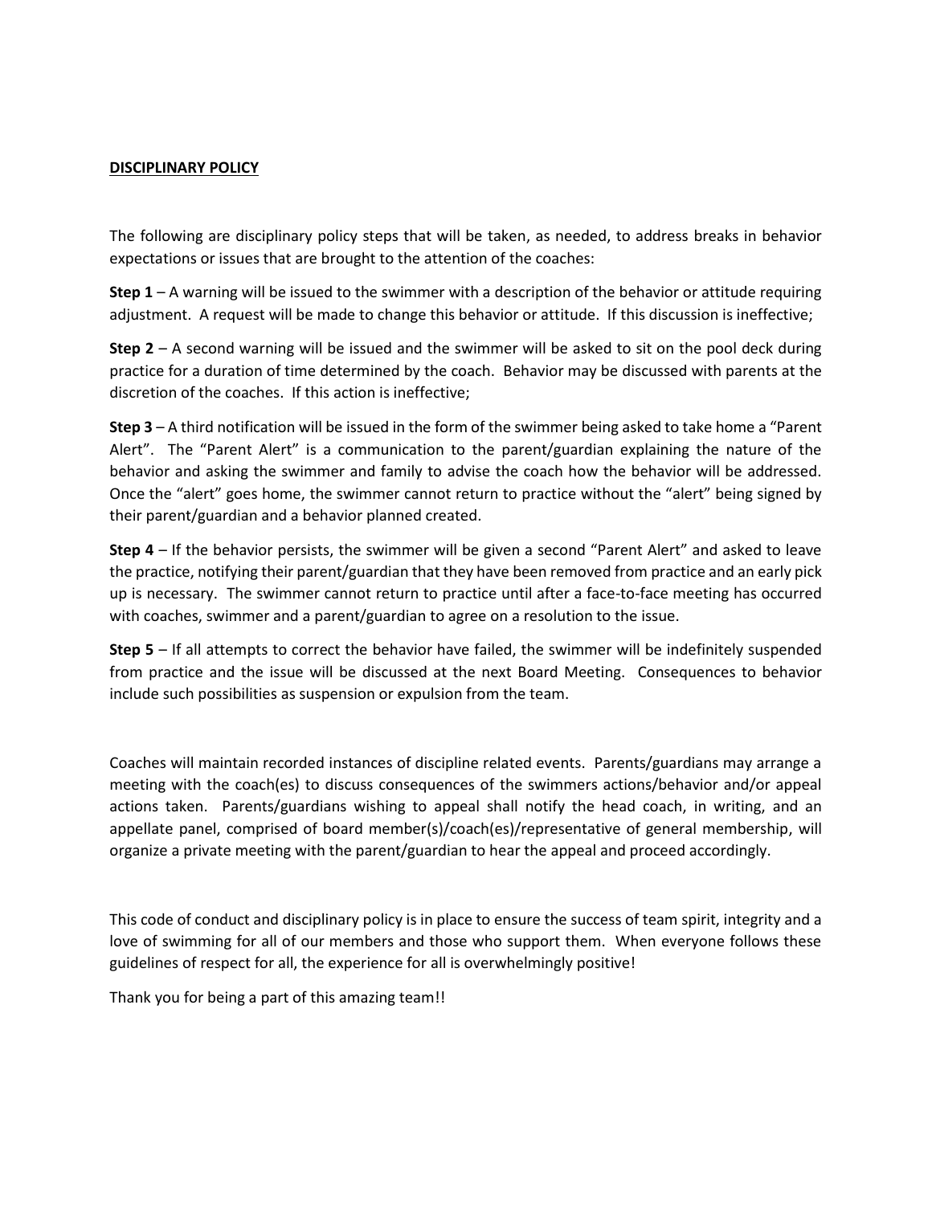**DISCIPLINARY POLICY**

The following are disciplinary policy steps that will be taken, as needed, to address breaks in behavior expectations or issues that are brought to the attention of the coaches:

**Step 1** – A warning will be issued to the swimmer with a description of the behavior or attitude requiring adjustment. A request will be made to change this behavior or attitude. If this discussion is ineffective;

**Step 2** – A second warning will be issued and the swimmer will be asked to sit on the pool deck during practice for a duration of time determined by the coach. Behavior may be discussed with parents at the discretion of the coaches. If this action is ineffective;

**Step 3** – A third notification will be issued in the form of the swimmer being asked to take home a "Parent Alert". The "Parent Alert" is a communication to the parent/guardian explaining the nature of the behavior and asking the swimmer and family to advise the coach how the behavior will be addressed. Once the "alert" goes home, the swimmer cannot return to practice without the "alert" being signed by their parent/guardian and a behavior planned created.

**Step 4** – If the behavior persists, the swimmer will be given a second "Parent Alert" and asked to leave the practice, notifying their parent/guardian that they have been removed from practice and an early pick up is necessary. The swimmer cannot return to practice until after a face-to-face meeting has occurred with coaches, swimmer and a parent/guardian to agree on a resolution to the issue.

**Step 5** – If all attempts to correct the behavior have failed, the swimmer will be indefinitely suspended from practice and the issue will be discussed at the next Board Meeting. Consequences to behavior include such possibilities as suspension or expulsion from the team.

Coaches will maintain recorded instances of discipline related events. Parents/guardians may arrange a meeting with the coach(es) to discuss consequences of the swimmers actions/behavior and/or appeal actions taken. Parents/guardians wishing to appeal shall notify the head coach, in writing, and an appellate panel, comprised of board member(s)/coach(es)/representative of general membership, will organize a private meeting with the parent/guardian to hear the appeal and proceed accordingly.

This code of conduct and disciplinary policy is in place to ensure the success of team spirit, integrity and a love of swimming for all of our members and those who support them. When everyone follows these guidelines of respect for all, the experience for all is overwhelmingly positive!

Thank you for being a part of this amazing team!!